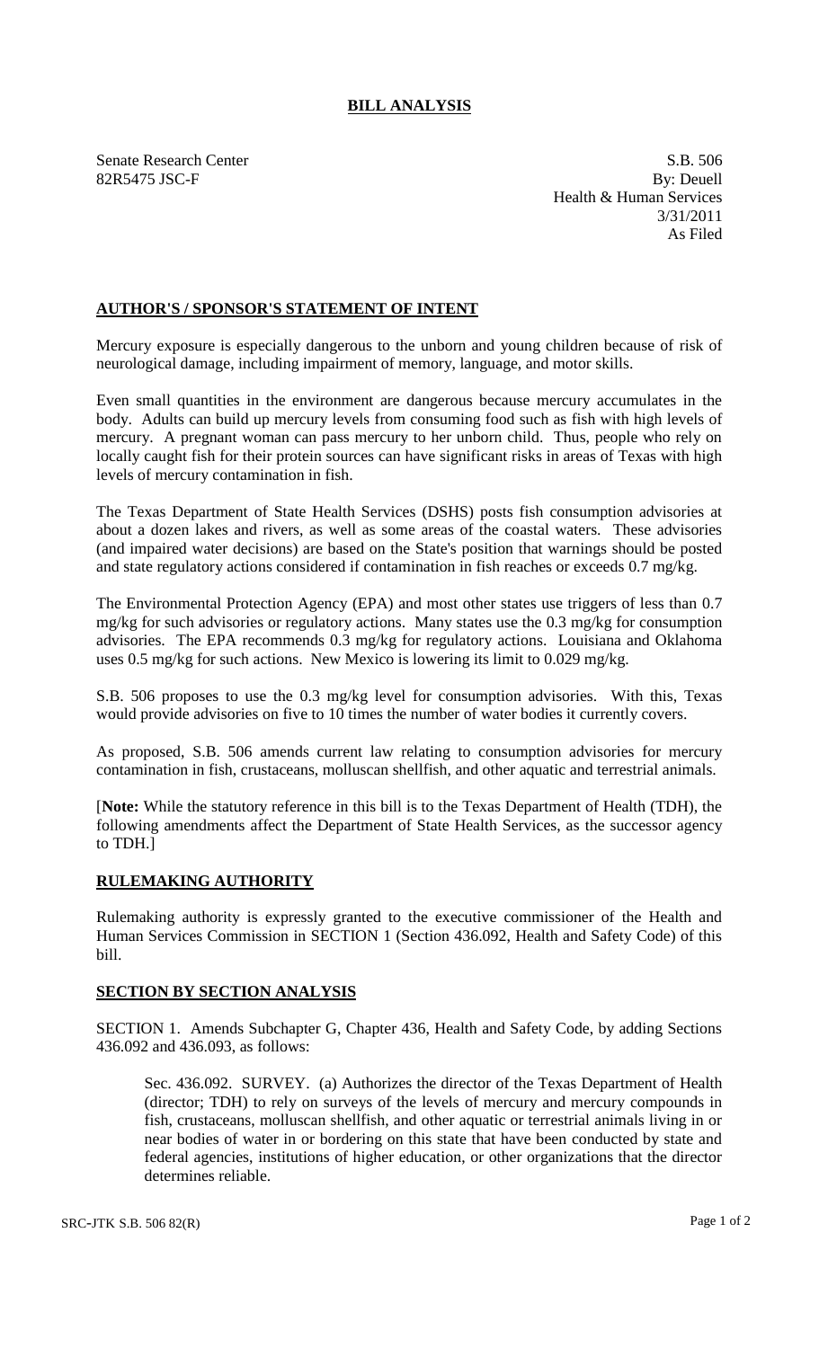# BILL ANALYSIS

Senate Research Center
82R5475 JSC-F

S.B. 506
By: Deuell
Health & Human Services
3/31/2011
As Filed

## AUTHOR'S / SPONSOR'S STATEMENT OF INTENT

Mercury exposure is especially dangerous to the unborn and young children because of risk of neurological damage, including impairment of memory, language, and motor skills.

Even small quantities in the environment are dangerous because mercury accumulates in the body. Adults can build up mercury levels from consuming food such as fish with high levels of mercury. A pregnant woman can pass mercury to her unborn child. Thus, people who rely on locally caught fish for their protein sources can have significant risks in areas of Texas with high levels of mercury contamination in fish.

The Texas Department of State Health Services (DSHS) posts fish consumption advisories at about a dozen lakes and rivers, as well as some areas of the coastal waters. These advisories (and impaired water decisions) are based on the State's position that warnings should be posted and state regulatory actions considered if contamination in fish reaches or exceeds 0.7 mg/kg.

The Environmental Protection Agency (EPA) and most other states use triggers of less than 0.7 mg/kg for such advisories or regulatory actions. Many states use the 0.3 mg/kg for consumption advisories. The EPA recommends 0.3 mg/kg for regulatory actions. Louisiana and Oklahoma uses 0.5 mg/kg for such actions. New Mexico is lowering its limit to 0.029 mg/kg.

S.B. 506 proposes to use the 0.3 mg/kg level for consumption advisories. With this, Texas would provide advisories on five to 10 times the number of water bodies it currently covers.

As proposed, S.B. 506 amends current law relating to consumption advisories for mercury contamination in fish, crustaceans, molluscan shellfish, and other aquatic and terrestrial animals.

[**Note:** While the statutory reference in this bill is to the Texas Department of Health (TDH), the following amendments affect the Department of State Health Services, as the successor agency to TDH.]

## RULEMAKING AUTHORITY

Rulemaking authority is expressly granted to the executive commissioner of the Health and Human Services Commission in SECTION 1 (Section 436.092, Health and Safety Code) of this bill.

## SECTION BY SECTION ANALYSIS

SECTION 1. Amends Subchapter G, Chapter 436, Health and Safety Code, by adding Sections 436.092 and 436.093, as follows:

Sec. 436.092. SURVEY. (a) Authorizes the director of the Texas Department of Health (director; TDH) to rely on surveys of the levels of mercury and mercury compounds in fish, crustaceans, molluscan shellfish, and other aquatic or terrestrial animals living in or near bodies of water in or bordering on this state that have been conducted by state and federal agencies, institutions of higher education, or other organizations that the director determines reliable.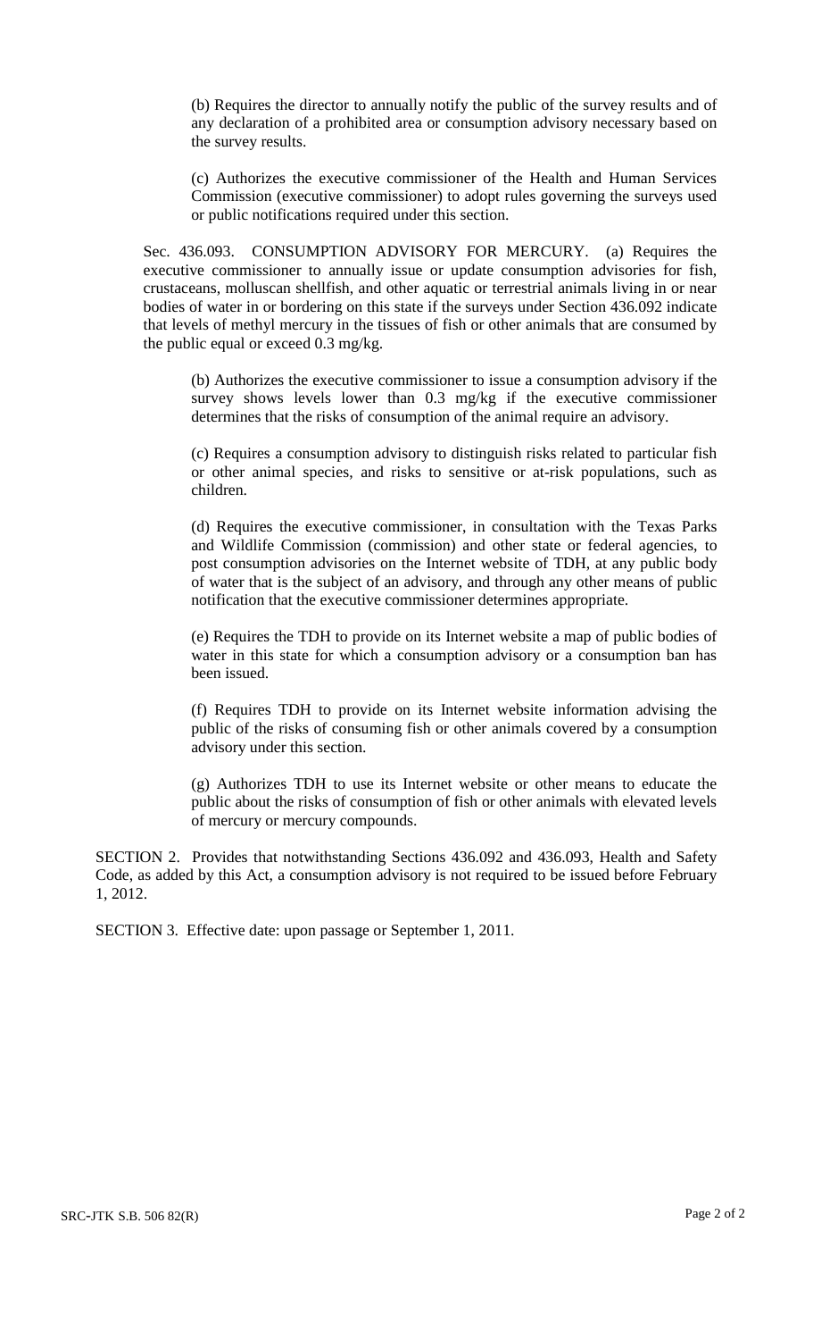(b) Requires the director to annually notify the public of the survey results and of any declaration of a prohibited area or consumption advisory necessary based on the survey results.

(c) Authorizes the executive commissioner of the Health and Human Services Commission (executive commissioner) to adopt rules governing the surveys used or public notifications required under this section.

Sec. 436.093. CONSUMPTION ADVISORY FOR MERCURY. (a) Requires the executive commissioner to annually issue or update consumption advisories for fish, crustaceans, molluscan shellfish, and other aquatic or terrestrial animals living in or near bodies of water in or bordering on this state if the surveys under Section 436.092 indicate that levels of methyl mercury in the tissues of fish or other animals that are consumed by the public equal or exceed 0.3 mg/kg.

(b) Authorizes the executive commissioner to issue a consumption advisory if the survey shows levels lower than 0.3 mg/kg if the executive commissioner determines that the risks of consumption of the animal require an advisory.

(c) Requires a consumption advisory to distinguish risks related to particular fish or other animal species, and risks to sensitive or at-risk populations, such as children.

(d) Requires the executive commissioner, in consultation with the Texas Parks and Wildlife Commission (commission) and other state or federal agencies, to post consumption advisories on the Internet website of TDH, at any public body of water that is the subject of an advisory, and through any other means of public notification that the executive commissioner determines appropriate.

(e) Requires the TDH to provide on its Internet website a map of public bodies of water in this state for which a consumption advisory or a consumption ban has been issued.

(f) Requires TDH to provide on its Internet website information advising the public of the risks of consuming fish or other animals covered by a consumption advisory under this section.

(g) Authorizes TDH to use its Internet website or other means to educate the public about the risks of consumption of fish or other animals with elevated levels of mercury or mercury compounds.

SECTION 2. Provides that notwithstanding Sections 436.092 and 436.093, Health and Safety Code, as added by this Act, a consumption advisory is not required to be issued before February 1, 2012.

SECTION 3. Effective date: upon passage or September 1, 2011.

SRC-JTK S.B. 506 82(R)